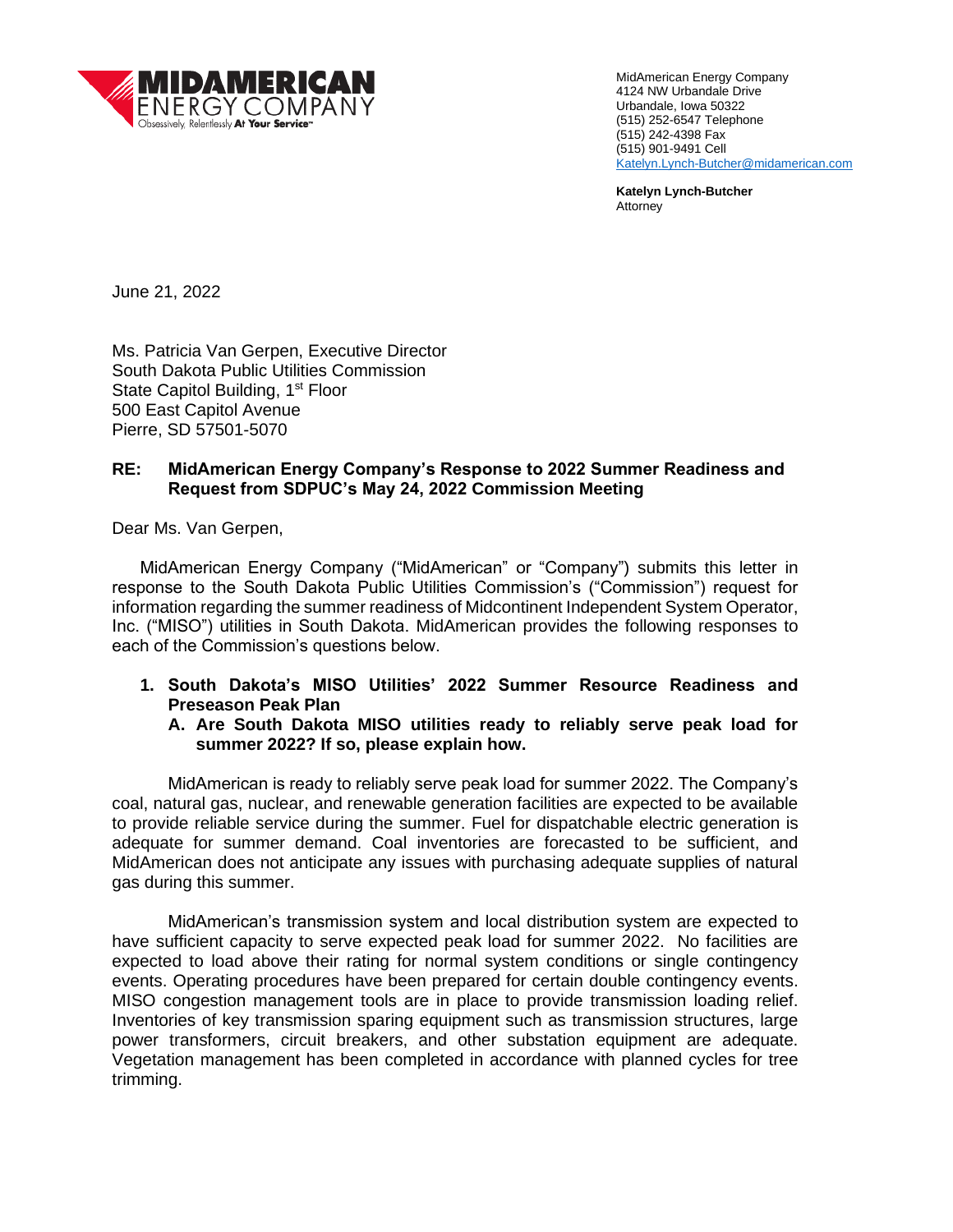**MIDAMERICAN ENERGY COMPANY**
Obsessively, Relentlessly **At Your Service**™

MidAmerican Energy Company
4124 NW Urbandale Drive
Urbandale, Iowa 50322
(515) 252-6547 Telephone
(515) 242-4398 Fax
(515) 901-9491 Cell
Katelyn.Lynch-Butcher@midamerican.com

**Katelyn Lynch-Butcher**
Attorney

June 21, 2022

Ms. Patricia Van Gerpen, Executive Director
South Dakota Public Utilities Commission
State Capitol Building, 1st Floor
500 East Capitol Avenue
Pierre, SD 57501-5070

**RE: MidAmerican Energy Company's Response to 2022 Summer Readiness and Request from SDPUC's May 24, 2022 Commission Meeting**

Dear Ms. Van Gerpen,

MidAmerican Energy Company ("MidAmerican" or "Company") submits this letter in response to the South Dakota Public Utilities Commission's ("Commission") request for information regarding the summer readiness of Midcontinent Independent System Operator, Inc. ("MISO") utilities in South Dakota. MidAmerican provides the following responses to each of the Commission's questions below.

1. **South Dakota's MISO Utilities' 2022 Summer Resource Readiness and Preseason Peak Plan**
   A. **Are South Dakota MISO utilities ready to reliably serve peak load for summer 2022? If so, please explain how.**

MidAmerican is ready to reliably serve peak load for summer 2022. The Company's coal, natural gas, nuclear, and renewable generation facilities are expected to be available to provide reliable service during the summer. Fuel for dispatchable electric generation is adequate for summer demand. Coal inventories are forecasted to be sufficient, and MidAmerican does not anticipate any issues with purchasing adequate supplies of natural gas during this summer.

MidAmerican's transmission system and local distribution system are expected to have sufficient capacity to serve expected peak load for summer 2022. No facilities are expected to load above their rating for normal system conditions or single contingency events. Operating procedures have been prepared for certain double contingency events. MISO congestion management tools are in place to provide transmission loading relief. Inventories of key transmission sparing equipment such as transmission structures, large power transformers, circuit breakers, and other substation equipment are adequate. Vegetation management has been completed in accordance with planned cycles for tree trimming.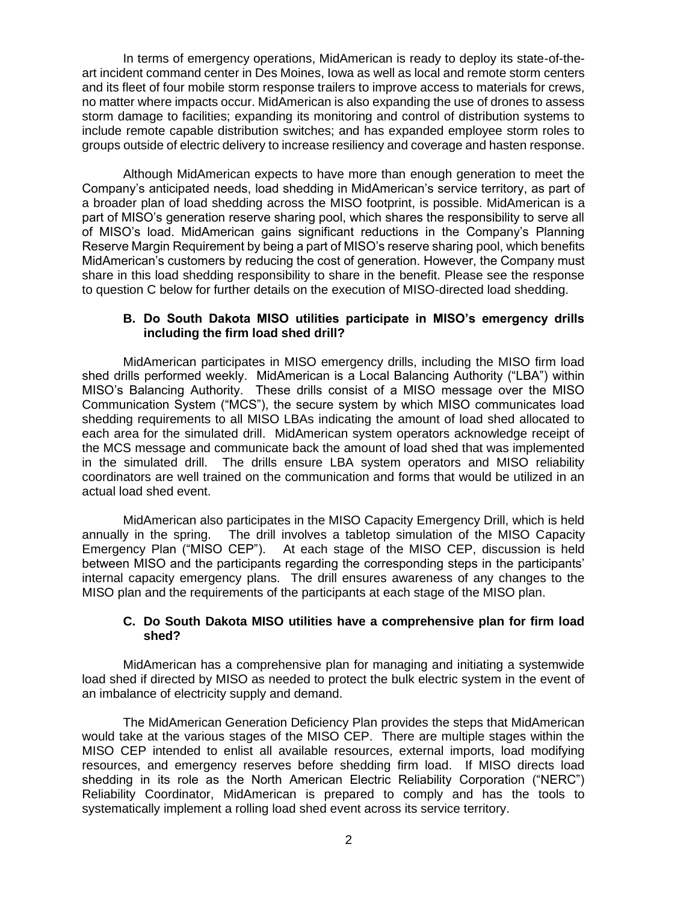In terms of emergency operations, MidAmerican is ready to deploy its state-of-the-art incident command center in Des Moines, Iowa as well as local and remote storm centers and its fleet of four mobile storm response trailers to improve access to materials for crews, no matter where impacts occur. MidAmerican is also expanding the use of drones to assess storm damage to facilities; expanding its monitoring and control of distribution systems to include remote capable distribution switches; and has expanded employee storm roles to groups outside of electric delivery to increase resiliency and coverage and hasten response.

Although MidAmerican expects to have more than enough generation to meet the Company's anticipated needs, load shedding in MidAmerican's service territory, as part of a broader plan of load shedding across the MISO footprint, is possible. MidAmerican is a part of MISO's generation reserve sharing pool, which shares the responsibility to serve all of MISO's load. MidAmerican gains significant reductions in the Company's Planning Reserve Margin Requirement by being a part of MISO's reserve sharing pool, which benefits MidAmerican's customers by reducing the cost of generation. However, the Company must share in this load shedding responsibility to share in the benefit. Please see the response to question C below for further details on the execution of MISO-directed load shedding.

**B. Do South Dakota MISO utilities participate in MISO's emergency drills including the firm load shed drill?**

MidAmerican participates in MISO emergency drills, including the MISO firm load shed drills performed weekly. MidAmerican is a Local Balancing Authority ("LBA") within MISO's Balancing Authority. These drills consist of a MISO message over the MISO Communication System ("MCS"), the secure system by which MISO communicates load shedding requirements to all MISO LBAs indicating the amount of load shed allocated to each area for the simulated drill. MidAmerican system operators acknowledge receipt of the MCS message and communicate back the amount of load shed that was implemented in the simulated drill. The drills ensure LBA system operators and MISO reliability coordinators are well trained on the communication and forms that would be utilized in an actual load shed event.

MidAmerican also participates in the MISO Capacity Emergency Drill, which is held annually in the spring. The drill involves a tabletop simulation of the MISO Capacity Emergency Plan ("MISO CEP"). At each stage of the MISO CEP, discussion is held between MISO and the participants regarding the corresponding steps in the participants' internal capacity emergency plans. The drill ensures awareness of any changes to the MISO plan and the requirements of the participants at each stage of the MISO plan.

**C. Do South Dakota MISO utilities have a comprehensive plan for firm load shed?**

MidAmerican has a comprehensive plan for managing and initiating a systemwide load shed if directed by MISO as needed to protect the bulk electric system in the event of an imbalance of electricity supply and demand.

The MidAmerican Generation Deficiency Plan provides the steps that MidAmerican would take at the various stages of the MISO CEP. There are multiple stages within the MISO CEP intended to enlist all available resources, external imports, load modifying resources, and emergency reserves before shedding firm load. If MISO directs load shedding in its role as the North American Electric Reliability Corporation ("NERC") Reliability Coordinator, MidAmerican is prepared to comply and has the tools to systematically implement a rolling load shed event across its service territory.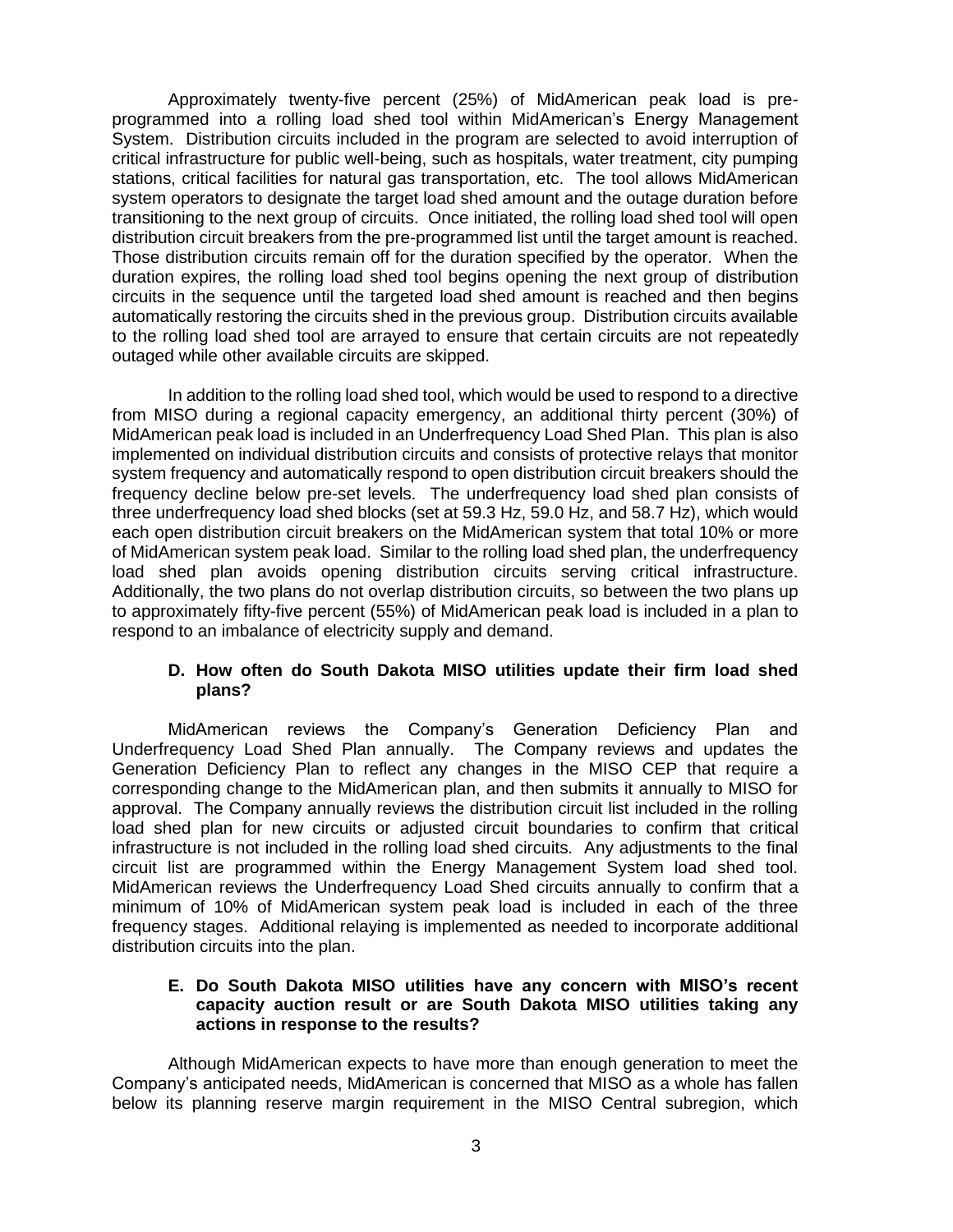Approximately twenty-five percent (25%) of MidAmerican peak load is pre-programmed into a rolling load shed tool within MidAmerican's Energy Management System. Distribution circuits included in the program are selected to avoid interruption of critical infrastructure for public well-being, such as hospitals, water treatment, city pumping stations, critical facilities for natural gas transportation, etc. The tool allows MidAmerican system operators to designate the target load shed amount and the outage duration before transitioning to the next group of circuits. Once initiated, the rolling load shed tool will open distribution circuit breakers from the pre-programmed list until the target amount is reached. Those distribution circuits remain off for the duration specified by the operator. When the duration expires, the rolling load shed tool begins opening the next group of distribution circuits in the sequence until the targeted load shed amount is reached and then begins automatically restoring the circuits shed in the previous group. Distribution circuits available to the rolling load shed tool are arrayed to ensure that certain circuits are not repeatedly outaged while other available circuits are skipped.

In addition to the rolling load shed tool, which would be used to respond to a directive from MISO during a regional capacity emergency, an additional thirty percent (30%) of MidAmerican peak load is included in an Underfrequency Load Shed Plan. This plan is also implemented on individual distribution circuits and consists of protective relays that monitor system frequency and automatically respond to open distribution circuit breakers should the frequency decline below pre-set levels. The underfrequency load shed plan consists of three underfrequency load shed blocks (set at 59.3 Hz, 59.0 Hz, and 58.7 Hz), which would each open distribution circuit breakers on the MidAmerican system that total 10% or more of MidAmerican system peak load. Similar to the rolling load shed plan, the underfrequency load shed plan avoids opening distribution circuits serving critical infrastructure. Additionally, the two plans do not overlap distribution circuits, so between the two plans up to approximately fifty-five percent (55%) of MidAmerican peak load is included in a plan to respond to an imbalance of electricity supply and demand.

**D. How often do South Dakota MISO utilities update their firm load shed plans?**

MidAmerican reviews the Company's Generation Deficiency Plan and Underfrequency Load Shed Plan annually. The Company reviews and updates the Generation Deficiency Plan to reflect any changes in the MISO CEP that require a corresponding change to the MidAmerican plan, and then submits it annually to MISO for approval. The Company annually reviews the distribution circuit list included in the rolling load shed plan for new circuits or adjusted circuit boundaries to confirm that critical infrastructure is not included in the rolling load shed circuits. Any adjustments to the final circuit list are programmed within the Energy Management System load shed tool. MidAmerican reviews the Underfrequency Load Shed circuits annually to confirm that a minimum of 10% of MidAmerican system peak load is included in each of the three frequency stages. Additional relaying is implemented as needed to incorporate additional distribution circuits into the plan.

**E. Do South Dakota MISO utilities have any concern with MISO's recent capacity auction result or are South Dakota MISO utilities taking any actions in response to the results?**

Although MidAmerican expects to have more than enough generation to meet the Company's anticipated needs, MidAmerican is concerned that MISO as a whole has fallen below its planning reserve margin requirement in the MISO Central subregion, which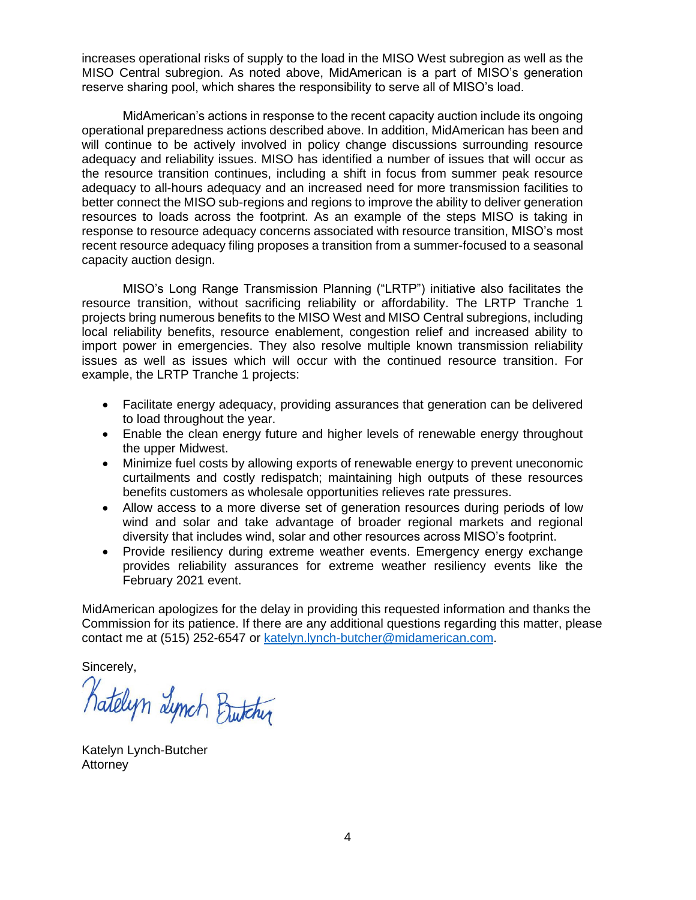increases operational risks of supply to the load in the MISO West subregion as well as the MISO Central subregion. As noted above, MidAmerican is a part of MISO's generation reserve sharing pool, which shares the responsibility to serve all of MISO's load.

MidAmerican's actions in response to the recent capacity auction include its ongoing operational preparedness actions described above. In addition, MidAmerican has been and will continue to be actively involved in policy change discussions surrounding resource adequacy and reliability issues. MISO has identified a number of issues that will occur as the resource transition continues, including a shift in focus from summer peak resource adequacy to all-hours adequacy and an increased need for more transmission facilities to better connect the MISO sub-regions and regions to improve the ability to deliver generation resources to loads across the footprint. As an example of the steps MISO is taking in response to resource adequacy concerns associated with resource transition, MISO's most recent resource adequacy filing proposes a transition from a summer-focused to a seasonal capacity auction design.

MISO's Long Range Transmission Planning ("LRTP") initiative also facilitates the resource transition, without sacrificing reliability or affordability. The LRTP Tranche 1 projects bring numerous benefits to the MISO West and MISO Central subregions, including local reliability benefits, resource enablement, congestion relief and increased ability to import power in emergencies. They also resolve multiple known transmission reliability issues as well as issues which will occur with the continued resource transition. For example, the LRTP Tranche 1 projects:

- Facilitate energy adequacy, providing assurances that generation can be delivered to load throughout the year.
- Enable the clean energy future and higher levels of renewable energy throughout the upper Midwest.
- Minimize fuel costs by allowing exports of renewable energy to prevent uneconomic curtailments and costly redispatch; maintaining high outputs of these resources benefits customers as wholesale opportunities relieves rate pressures.
- Allow access to a more diverse set of generation resources during periods of low wind and solar and take advantage of broader regional markets and regional diversity that includes wind, solar and other resources across MISO's footprint.
- Provide resiliency during extreme weather events. Emergency energy exchange provides reliability assurances for extreme weather resiliency events like the February 2021 event.

MidAmerican apologizes for the delay in providing this requested information and thanks the Commission for its patience. If there are any additional questions regarding this matter, please contact me at (515) 252-6547 or katelyn.lynch-butcher@midamerican.com.

Sincerely,

Katelyn Lynch Butcher

Katelyn Lynch-Butcher
Attorney